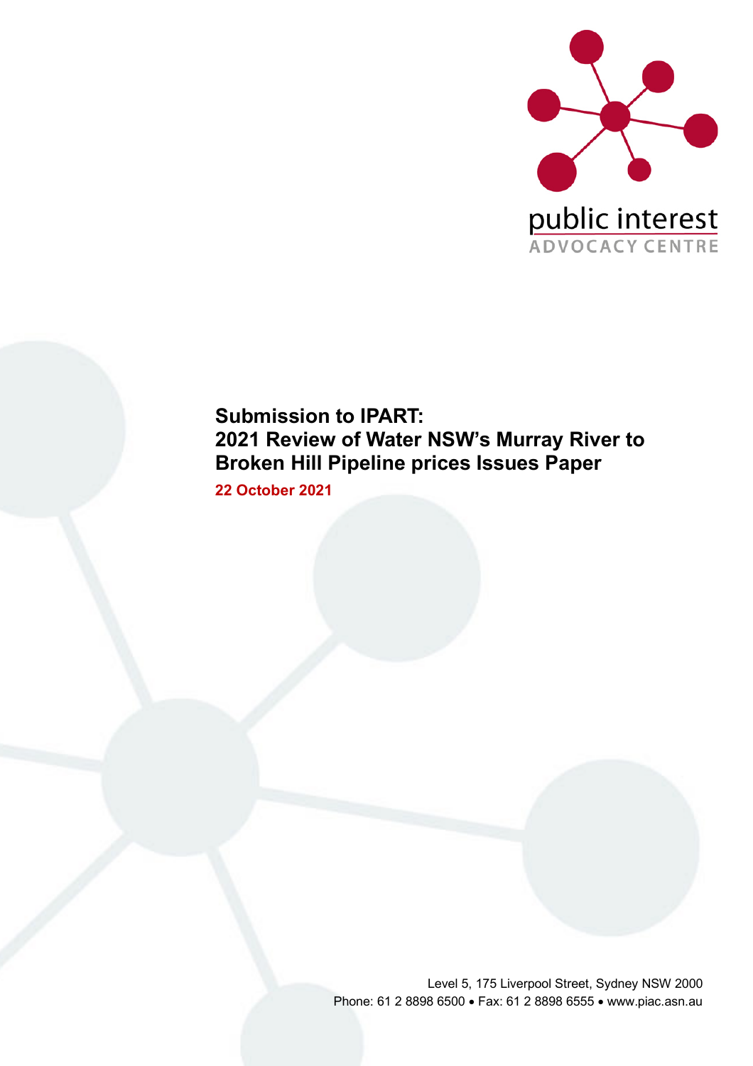public interest
ADVOCACY CENTRE

# Submission to IPART: 2021 Review of Water NSW's Murray River to Broken Hill Pipeline prices Issues Paper

**22 October 2021**

Level 5, 175 Liverpool Street, Sydney NSW 2000
Phone: 61 2 8898 6500 • Fax: 61 2 8898 6555 • www.piac.asn.au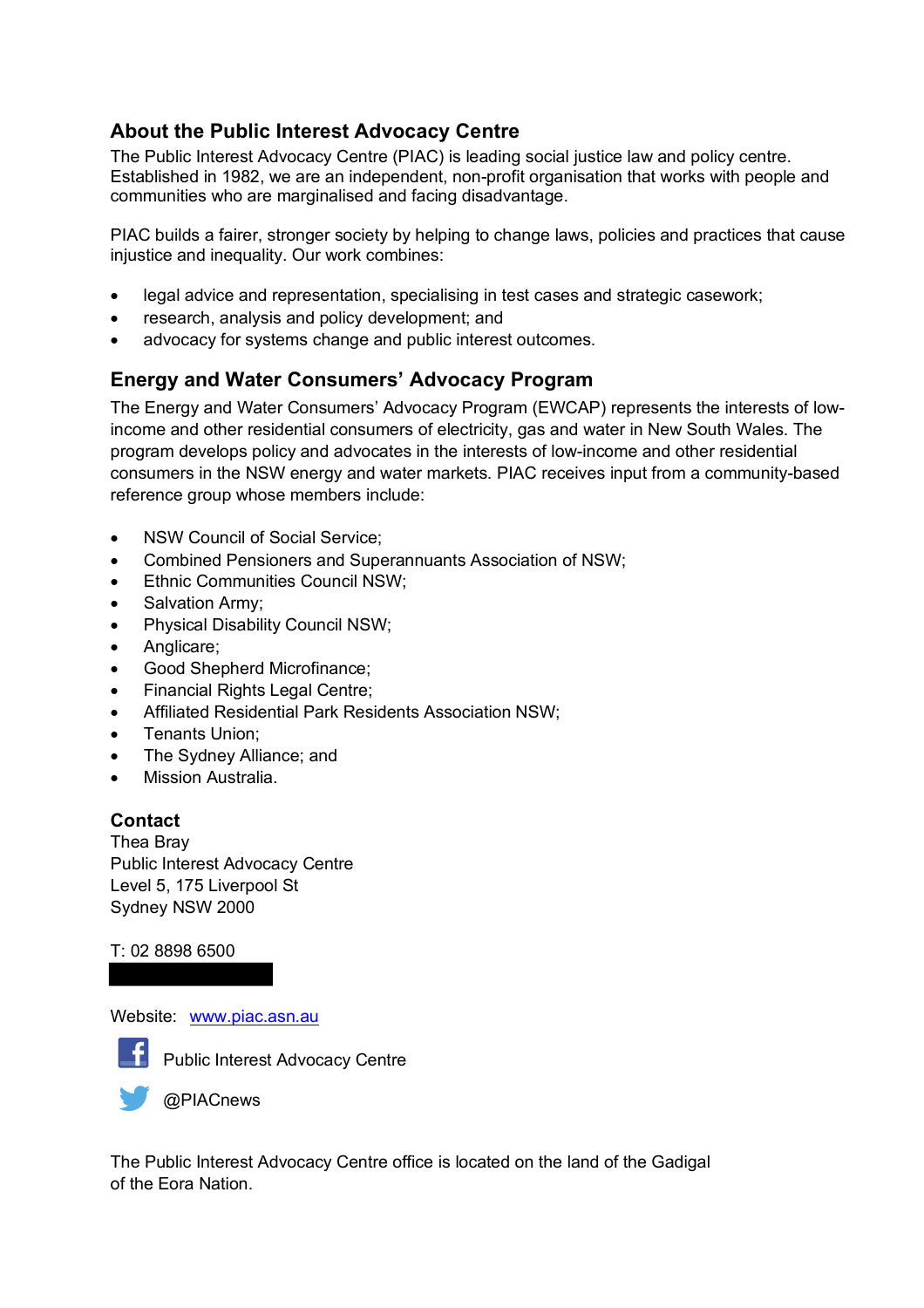## About the Public Interest Advocacy Centre

The Public Interest Advocacy Centre (PIAC) is leading social justice law and policy centre. Established in 1982, we are an independent, non-profit organisation that works with people and communities who are marginalised and facing disadvantage.

PIAC builds a fairer, stronger society by helping to change laws, policies and practices that cause injustice and inequality. Our work combines:

- legal advice and representation, specialising in test cases and strategic casework;
- research, analysis and policy development; and
- advocacy for systems change and public interest outcomes.

## Energy and Water Consumers' Advocacy Program

The Energy and Water Consumers' Advocacy Program (EWCAP) represents the interests of low-income and other residential consumers of electricity, gas and water in New South Wales. The program develops policy and advocates in the interests of low-income and other residential consumers in the NSW energy and water markets. PIAC receives input from a community-based reference group whose members include:

- NSW Council of Social Service;
- Combined Pensioners and Superannuants Association of NSW;
- Ethnic Communities Council NSW;
- Salvation Army;
- Physical Disability Council NSW;
- Anglicare;
- Good Shepherd Microfinance;
- Financial Rights Legal Centre;
- Affiliated Residential Park Residents Association NSW;
- Tenants Union;
- The Sydney Alliance; and
- Mission Australia.

### Contact

Thea Bray
Public Interest Advocacy Centre
Level 5, 175 Liverpool St
Sydney NSW 2000

T: 02 8898 6500

Website: www.piac.asn.au

Public Interest Advocacy Centre

@PIACnews

The Public Interest Advocacy Centre office is located on the land of the Gadigal of the Eora Nation.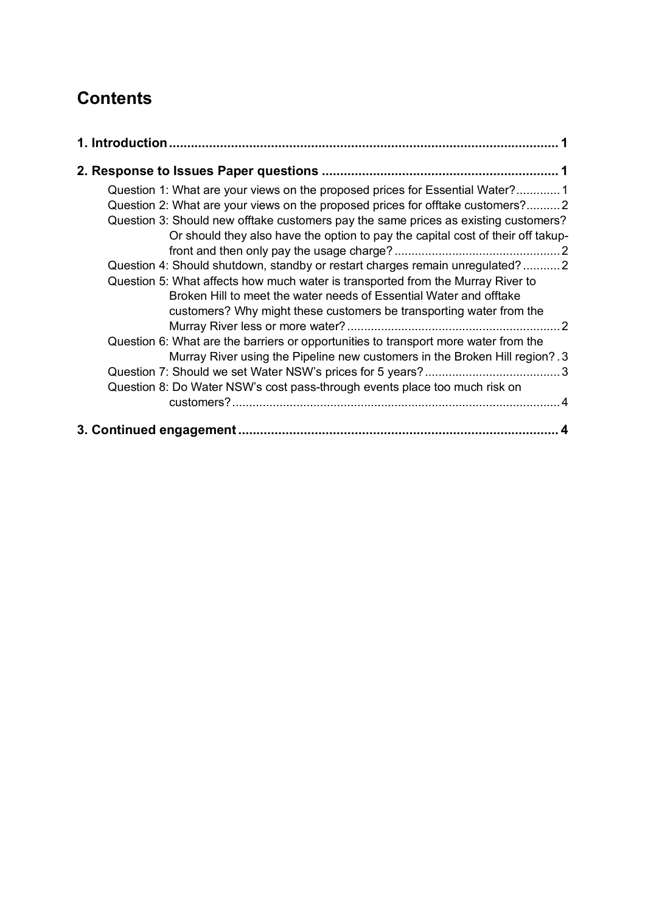# Contents

**1. Introduction** .......... **1**

**2. Response to Issues Paper questions** .......... **1**

- Question 1: What are your views on the proposed prices for Essential Water? .......... 1
- Question 2: What are your views on the proposed prices for offtake customers? .......... 2
- Question 3: Should new offtake customers pay the same prices as existing customers? Or should they also have the option to pay the capital cost of their off takup-front and then only pay the usage charge? .......... 2
- Question 4: Should shutdown, standby or restart charges remain unregulated? .......... 2
- Question 5: What affects how much water is transported from the Murray River to Broken Hill to meet the water needs of Essential Water and offtake customers? Why might these customers be transporting water from the Murray River less or more water? .......... 2
- Question 6: What are the barriers or opportunities to transport more water from the Murray River using the Pipeline new customers in the Broken Hill region? .......... 3
- Question 7: Should we set Water NSW's prices for 5 years? .......... 3
- Question 8: Do Water NSW's cost pass-through events place too much risk on customers? .......... 4

**3. Continued engagement** .......... **4**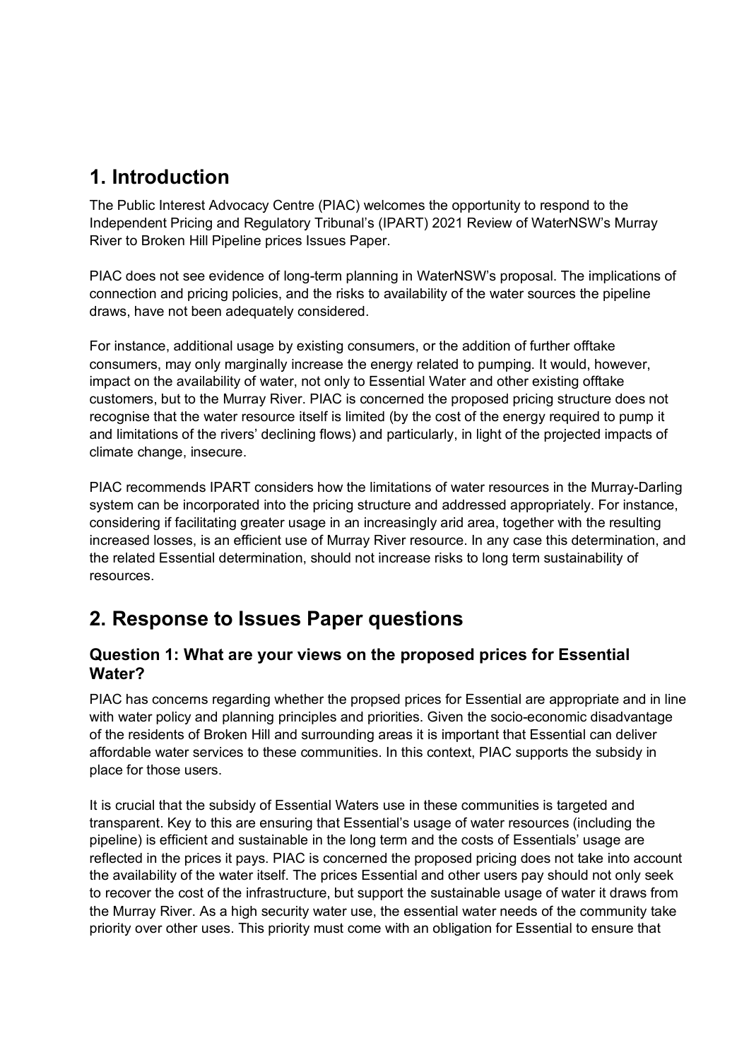# 1. Introduction

The Public Interest Advocacy Centre (PIAC) welcomes the opportunity to respond to the Independent Pricing and Regulatory Tribunal's (IPART) 2021 Review of WaterNSW's Murray River to Broken Hill Pipeline prices Issues Paper.

PIAC does not see evidence of long-term planning in WaterNSW's proposal. The implications of connection and pricing policies, and the risks to availability of the water sources the pipeline draws, have not been adequately considered.

For instance, additional usage by existing consumers, or the addition of further offtake consumers, may only marginally increase the energy related to pumping. It would, however, impact on the availability of water, not only to Essential Water and other existing offtake customers, but to the Murray River. PIAC is concerned the proposed pricing structure does not recognise that the water resource itself is limited (by the cost of the energy required to pump it and limitations of the rivers' declining flows) and particularly, in light of the projected impacts of climate change, insecure.

PIAC recommends IPART considers how the limitations of water resources in the Murray-Darling system can be incorporated into the pricing structure and addressed appropriately. For instance, considering if facilitating greater usage in an increasingly arid area, together with the resulting increased losses, is an efficient use of Murray River resource. In any case this determination, and the related Essential determination, should not increase risks to long term sustainability of resources.

# 2. Response to Issues Paper questions

## Question 1: What are your views on the proposed prices for Essential Water?

PIAC has concerns regarding whether the propsed prices for Essential are appropriate and in line with water policy and planning principles and priorities. Given the socio-economic disadvantage of the residents of Broken Hill and surrounding areas it is important that Essential can deliver affordable water services to these communities. In this context, PIAC supports the subsidy in place for those users.

It is crucial that the subsidy of Essential Waters use in these communities is targeted and transparent. Key to this are ensuring that Essential's usage of water resources (including the pipeline) is efficient and sustainable in the long term and the costs of Essentials' usage are reflected in the prices it pays. PIAC is concerned the proposed pricing does not take into account the availability of the water itself. The prices Essential and other users pay should not only seek to recover the cost of the infrastructure, but support the sustainable usage of water it draws from the Murray River. As a high security water use, the essential water needs of the community take priority over other uses. This priority must come with an obligation for Essential to ensure that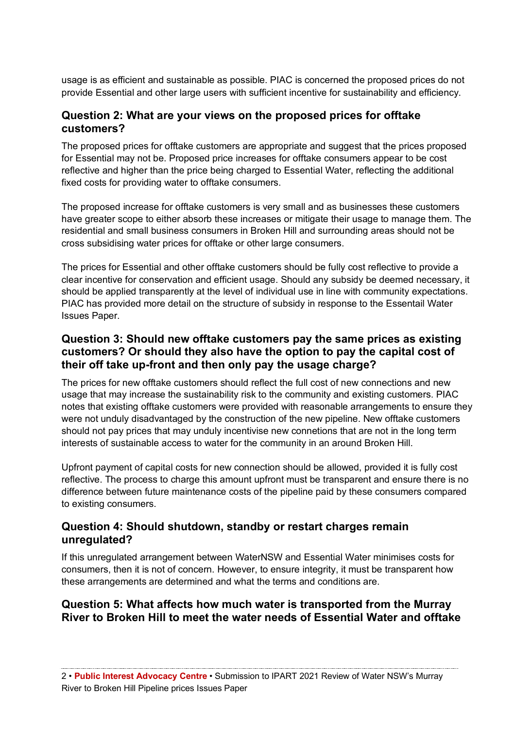usage is as efficient and sustainable as possible. PIAC is concerned the proposed prices do not provide Essential and other large users with sufficient incentive for sustainability and efficiency.

### Question 2: What are your views on the proposed prices for offtake customers?

The proposed prices for offtake customers are appropriate and suggest that the prices proposed for Essential may not be. Proposed price increases for offtake consumers appear to be cost reflective and higher than the price being charged to Essential Water, reflecting the additional fixed costs for providing water to offtake consumers.

The proposed increase for offtake customers is very small and as businesses these customers have greater scope to either absorb these increases or mitigate their usage to manage them. The residential and small business consumers in Broken Hill and surrounding areas should not be cross subsidising water prices for offtake or other large consumers.

The prices for Essential and other offtake customers should be fully cost reflective to provide a clear incentive for conservation and efficient usage. Should any subsidy be deemed necessary, it should be applied transparently at the level of individual use in line with community expectations. PIAC has provided more detail on the structure of subsidy in response to the Essentail Water Issues Paper.

### Question 3: Should new offtake customers pay the same prices as existing customers? Or should they also have the option to pay the capital cost of their off take up-front and then only pay the usage charge?

The prices for new offtake customers should reflect the full cost of new connections and new usage that may increase the sustainability risk to the community and existing customers. PIAC notes that existing offtake customers were provided with reasonable arrangements to ensure they were not unduly disadvantaged by the construction of the new pipeline. New offtake customers should not pay prices that may unduly incentivise new connetions that are not in the long term interests of sustainable access to water for the community in an around Broken Hill.

Upfront payment of capital costs for new connection should be allowed, provided it is fully cost reflective. The process to charge this amount upfront must be transparent and ensure there is no difference between future maintenance costs of the pipeline paid by these consumers compared to existing consumers.

### Question 4: Should shutdown, standby or restart charges remain unregulated?

If this unregulated arrangement between WaterNSW and Essential Water minimises costs for consumers, then it is not of concern. However, to ensure integrity, it must be transparent how these arrangements are determined and what the terms and conditions are.

### Question 5: What affects how much water is transported from the Murray River to Broken Hill to meet the water needs of Essential Water and offtake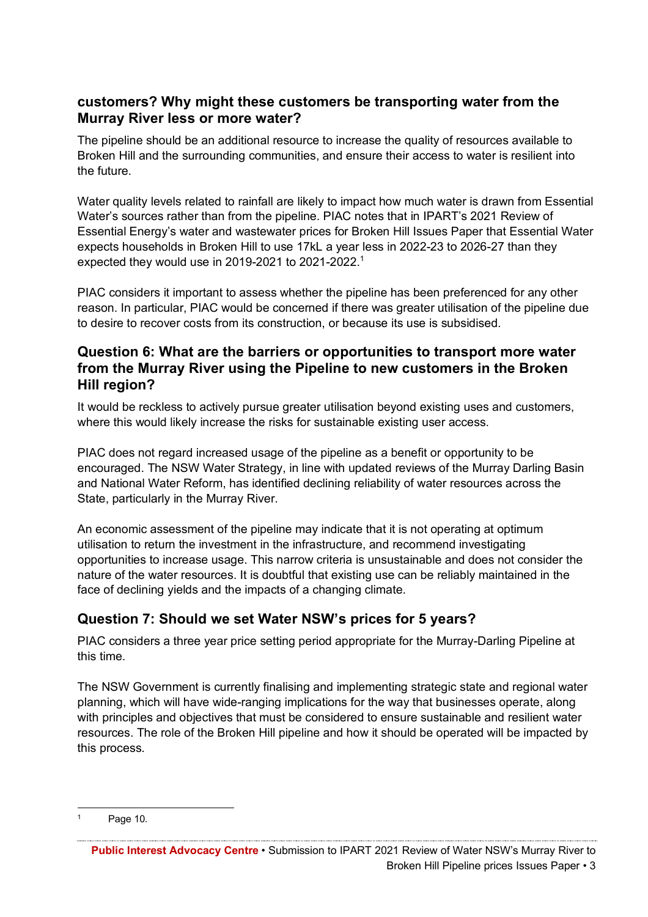### customers? Why might these customers be transporting water from the Murray River less or more water?

The pipeline should be an additional resource to increase the quality of resources available to Broken Hill and the surrounding communities, and ensure their access to water is resilient into the future.

Water quality levels related to rainfall are likely to impact how much water is drawn from Essential Water's sources rather than from the pipeline. PIAC notes that in IPART's 2021 Review of Essential Energy's water and wastewater prices for Broken Hill Issues Paper that Essential Water expects households in Broken Hill to use 17kL a year less in 2022-23 to 2026-27 than they expected they would use in 2019-2021 to 2021-2022.[1]

PIAC considers it important to assess whether the pipeline has been preferenced for any other reason. In particular, PIAC would be concerned if there was greater utilisation of the pipeline due to desire to recover costs from its construction, or because its use is subsidised.

### Question 6: What are the barriers or opportunities to transport more water from the Murray River using the Pipeline to new customers in the Broken Hill region?

It would be reckless to actively pursue greater utilisation beyond existing uses and customers, where this would likely increase the risks for sustainable existing user access.

PIAC does not regard increased usage of the pipeline as a benefit or opportunity to be encouraged. The NSW Water Strategy, in line with updated reviews of the Murray Darling Basin and National Water Reform, has identified declining reliability of water resources across the State, particularly in the Murray River.

An economic assessment of the pipeline may indicate that it is not operating at optimum utilisation to return the investment in the infrastructure, and recommend investigating opportunities to increase usage. This narrow criteria is unsustainable and does not consider the nature of the water resources. It is doubtful that existing use can be reliably maintained in the face of declining yields and the impacts of a changing climate.

### Question 7: Should we set Water NSW's prices for 5 years?

PIAC considers a three year price setting period appropriate for the Murray-Darling Pipeline at this time.

The NSW Government is currently finalising and implementing strategic state and regional water planning, which will have wide-ranging implications for the way that businesses operate, along with principles and objectives that must be considered to ensure sustainable and resilient water resources. The role of the Broken Hill pipeline and how it should be operated will be impacted by this process.

---

[1] Page 10.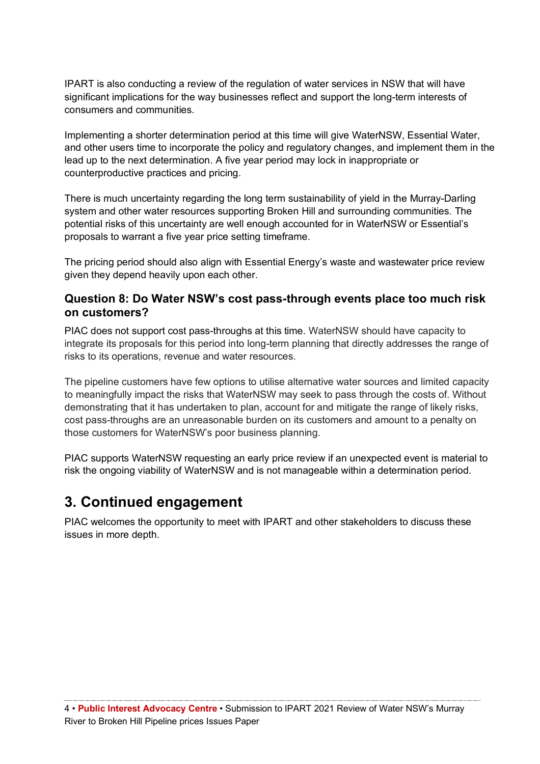IPART is also conducting a review of the regulation of water services in NSW that will have significant implications for the way businesses reflect and support the long-term interests of consumers and communities.

Implementing a shorter determination period at this time will give WaterNSW, Essential Water, and other users time to incorporate the policy and regulatory changes, and implement them in the lead up to the next determination. A five year period may lock in inappropriate or counterproductive practices and pricing.

There is much uncertainty regarding the long term sustainability of yield in the Murray-Darling system and other water resources supporting Broken Hill and surrounding communities. The potential risks of this uncertainty are well enough accounted for in WaterNSW or Essential's proposals to warrant a five year price setting timeframe.

The pricing period should also align with Essential Energy's waste and wastewater price review given they depend heavily upon each other.

### Question 8: Do Water NSW's cost pass-through events place too much risk on customers?

PIAC does not support cost pass-throughs at this time. WaterNSW should have capacity to integrate its proposals for this period into long-term planning that directly addresses the range of risks to its operations, revenue and water resources.

The pipeline customers have few options to utilise alternative water sources and limited capacity to meaningfully impact the risks that WaterNSW may seek to pass through the costs of. Without demonstrating that it has undertaken to plan, account for and mitigate the range of likely risks, cost pass-throughs are an unreasonable burden on its customers and amount to a penalty on those customers for WaterNSW's poor business planning.

PIAC supports WaterNSW requesting an early price review if an unexpected event is material to risk the ongoing viability of WaterNSW and is not manageable within a determination period.

## 3. Continued engagement

PIAC welcomes the opportunity to meet with IPART and other stakeholders to discuss these issues in more depth.